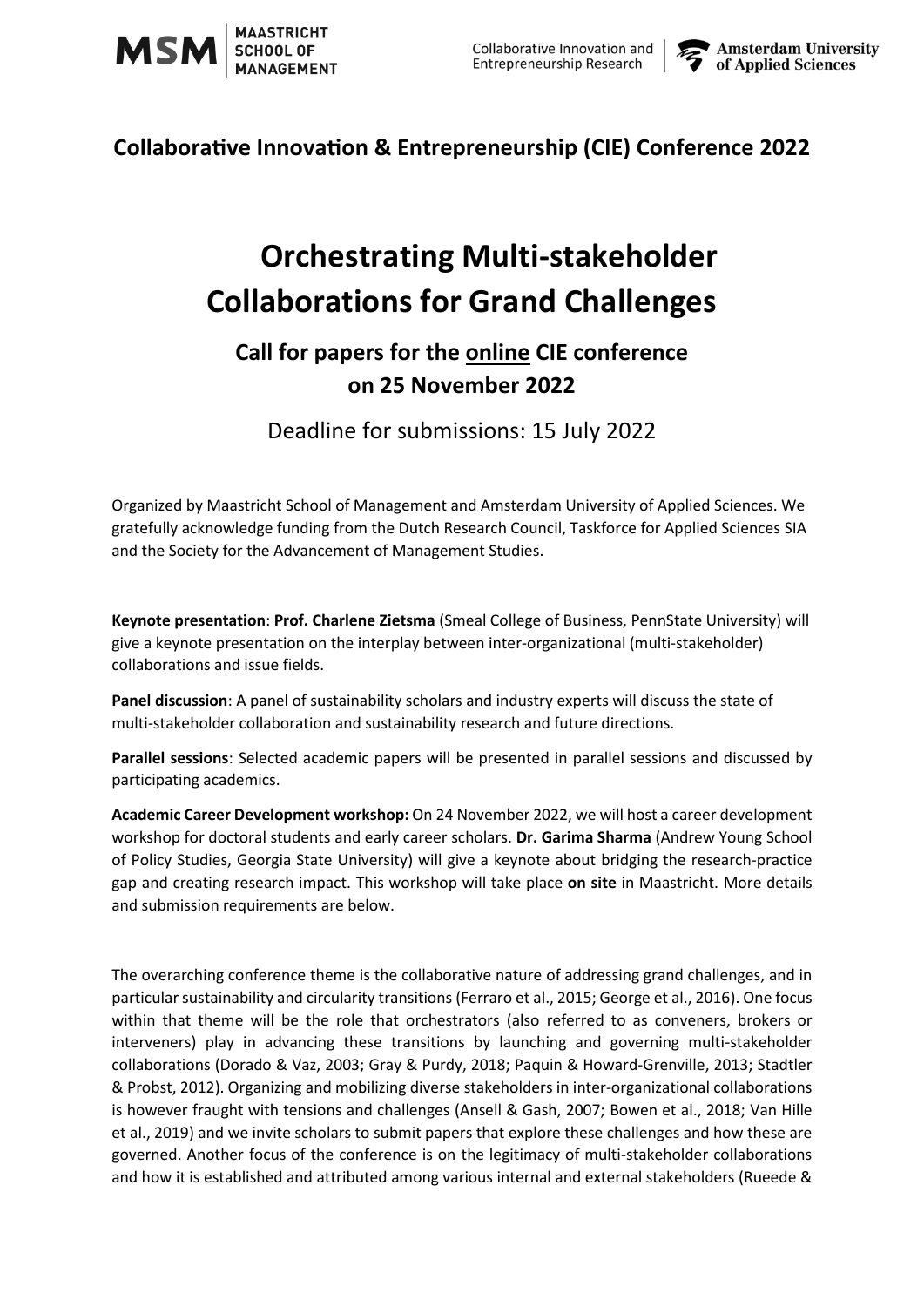## Collaborative Innovation & Entrepreneurship (CIE) Conference 2022

# Orchestrating Multi-stakeholder Collaborations for Grand Challenges

## Call for papers for the online CIE conference on 25 November 2022

Deadline for submissions: 15 July 2022

Organized by Maastricht School of Management and Amsterdam University of Applied Sciences. We gratefully acknowledge funding from the Dutch Research Council, Taskforce for Applied Sciences SIA and the Society for the Advancement of Management Studies.

**Keynote presentation**: **Prof. Charlene Zietsma** (Smeal College of Business, PennState University) will give a keynote presentation on the interplay between inter-organizational (multi-stakeholder) collaborations and issue fields.

**Panel discussion**: A panel of sustainability scholars and industry experts will discuss the state of multi-stakeholder collaboration and sustainability research and future directions.

**Parallel sessions**: Selected academic papers will be presented in parallel sessions and discussed by participating academics.

**Academic Career Development workshop:** On 24 November 2022, we will host a career development workshop for doctoral students and early career scholars. **Dr. Garima Sharma** (Andrew Young School of Policy Studies, Georgia State University) will give a keynote about bridging the research-practice gap and creating research impact. This workshop will take place **on site** in Maastricht. More details and submission requirements are below.

The overarching conference theme is the collaborative nature of addressing grand challenges, and in particular sustainability and circularity transitions (Ferraro et al., 2015; George et al., 2016). One focus within that theme will be the role that orchestrators (also referred to as conveners, brokers or interveners) play in advancing these transitions by launching and governing multi-stakeholder collaborations (Dorado & Vaz, 2003; Gray & Purdy, 2018; Paquin & Howard-Grenville, 2013; Stadtler & Probst, 2012). Organizing and mobilizing diverse stakeholders in inter-organizational collaborations is however fraught with tensions and challenges (Ansell & Gash, 2007; Bowen et al., 2018; Van Hille et al., 2019) and we invite scholars to submit papers that explore these challenges and how these are governed. Another focus of the conference is on the legitimacy of multi-stakeholder collaborations and how it is established and attributed among various internal and external stakeholders (Rueede &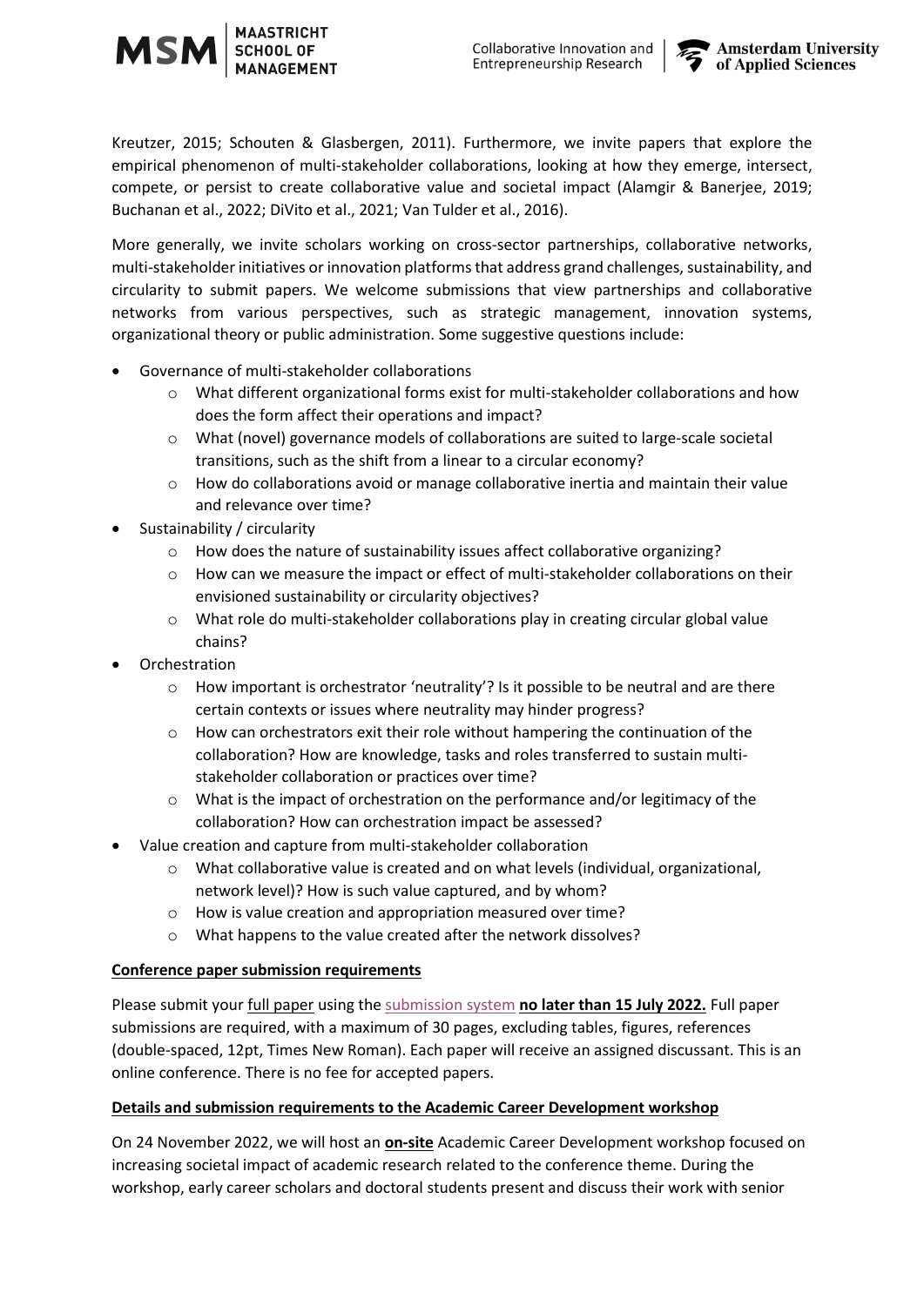Kreutzer, 2015; Schouten & Glasbergen, 2011). Furthermore, we invite papers that explore the empirical phenomenon of multi-stakeholder collaborations, looking at how they emerge, intersect, compete, or persist to create collaborative value and societal impact (Alamgir & Banerjee, 2019; Buchanan et al., 2022; DiVito et al., 2021; Van Tulder et al., 2016).

More generally, we invite scholars working on cross-sector partnerships, collaborative networks, multi-stakeholder initiatives or innovation platforms that address grand challenges, sustainability, and circularity to submit papers. We welcome submissions that view partnerships and collaborative networks from various perspectives, such as strategic management, innovation systems, organizational theory or public administration. Some suggestive questions include:

- Governance of multi-stakeholder collaborations
  - What different organizational forms exist for multi-stakeholder collaborations and how does the form affect their operations and impact?
  - What (novel) governance models of collaborations are suited to large-scale societal transitions, such as the shift from a linear to a circular economy?
  - How do collaborations avoid or manage collaborative inertia and maintain their value and relevance over time?
- Sustainability / circularity
  - How does the nature of sustainability issues affect collaborative organizing?
  - How can we measure the impact or effect of multi-stakeholder collaborations on their envisioned sustainability or circularity objectives?
  - What role do multi-stakeholder collaborations play in creating circular global value chains?
- Orchestration
  - How important is orchestrator 'neutrality'? Is it possible to be neutral and are there certain contexts or issues where neutrality may hinder progress?
  - How can orchestrators exit their role without hampering the continuation of the collaboration? How are knowledge, tasks and roles transferred to sustain multi-stakeholder collaboration or practices over time?
  - What is the impact of orchestration on the performance and/or legitimacy of the collaboration? How can orchestration impact be assessed?
- Value creation and capture from multi-stakeholder collaboration
  - What collaborative value is created and on what levels (individual, organizational, network level)? How is such value captured, and by whom?
  - How is value creation and appropriation measured over time?
  - What happens to the value created after the network dissolves?

**Conference paper submission requirements**

Please submit your full paper using the submission system **no later than 15 July 2022.** Full paper submissions are required, with a maximum of 30 pages, excluding tables, figures, references (double-spaced, 12pt, Times New Roman). Each paper will receive an assigned discussant. This is an online conference. There is no fee for accepted papers.

**Details and submission requirements to the Academic Career Development workshop**

On 24 November 2022, we will host an **on-site** Academic Career Development workshop focused on increasing societal impact of academic research related to the conference theme. During the workshop, early career scholars and doctoral students present and discuss their work with senior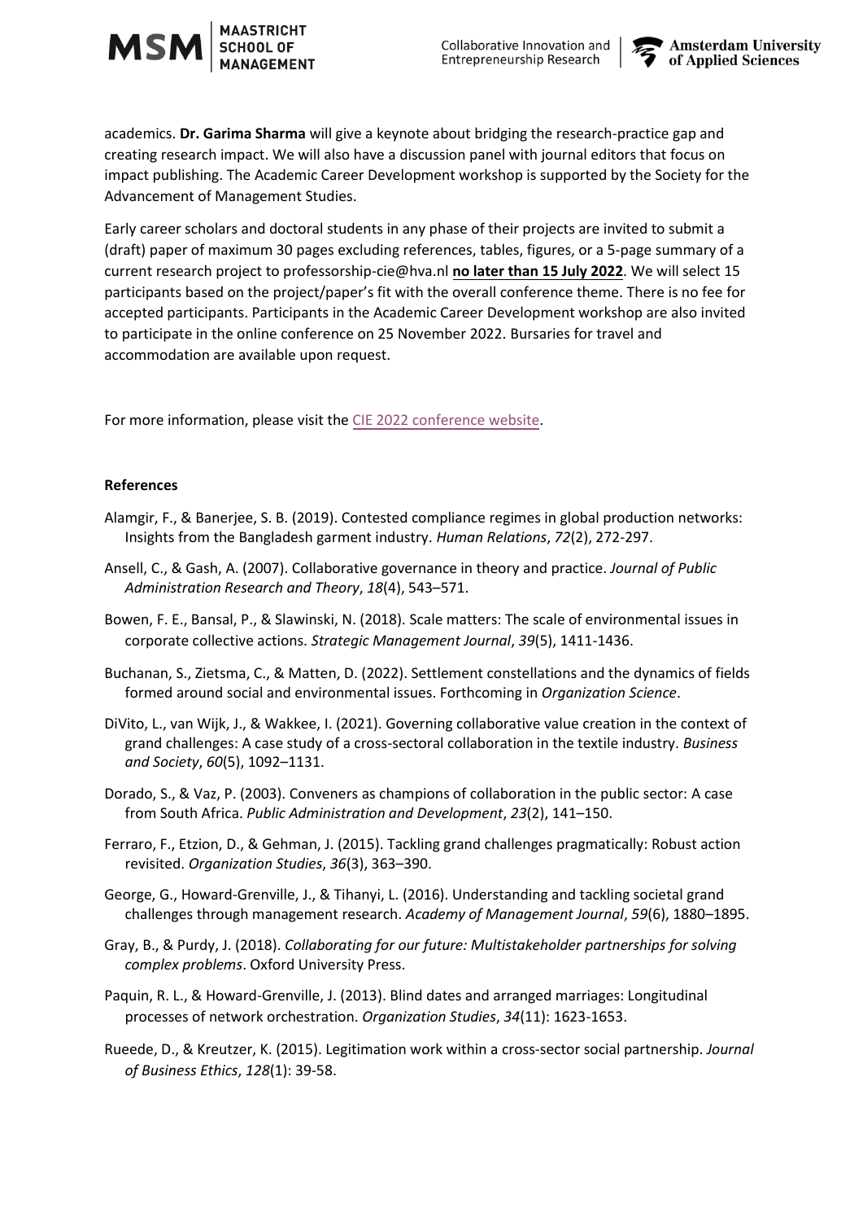academics. **Dr. Garima Sharma** will give a keynote about bridging the research-practice gap and creating research impact. We will also have a discussion panel with journal editors that focus on impact publishing. The Academic Career Development workshop is supported by the Society for the Advancement of Management Studies.

Early career scholars and doctoral students in any phase of their projects are invited to submit a (draft) paper of maximum 30 pages excluding references, tables, figures, or a 5-page summary of a current research project to professorship-cie@hva.nl **no later than 15 July 2022**. We will select 15 participants based on the project/paper's fit with the overall conference theme. There is no fee for accepted participants. Participants in the Academic Career Development workshop are also invited to participate in the online conference on 25 November 2022. Bursaries for travel and accommodation are available upon request.

For more information, please visit the CIE 2022 conference website.

**References**

Alamgir, F., & Banerjee, S. B. (2019). Contested compliance regimes in global production networks: Insights from the Bangladesh garment industry. *Human Relations*, *72*(2), 272-297.

Ansell, C., & Gash, A. (2007). Collaborative governance in theory and practice. *Journal of Public Administration Research and Theory*, *18*(4), 543–571.

Bowen, F. E., Bansal, P., & Slawinski, N. (2018). Scale matters: The scale of environmental issues in corporate collective actions. *Strategic Management Journal*, *39*(5), 1411-1436.

Buchanan, S., Zietsma, C., & Matten, D. (2022). Settlement constellations and the dynamics of fields formed around social and environmental issues. Forthcoming in *Organization Science*.

DiVito, L., van Wijk, J., & Wakkee, I. (2021). Governing collaborative value creation in the context of grand challenges: A case study of a cross-sectoral collaboration in the textile industry. *Business and Society*, *60*(5), 1092–1131.

Dorado, S., & Vaz, P. (2003). Conveners as champions of collaboration in the public sector: A case from South Africa. *Public Administration and Development*, *23*(2), 141–150.

Ferraro, F., Etzion, D., & Gehman, J. (2015). Tackling grand challenges pragmatically: Robust action revisited. *Organization Studies*, *36*(3), 363–390.

George, G., Howard-Grenville, J., & Tihanyi, L. (2016). Understanding and tackling societal grand challenges through management research. *Academy of Management Journal*, *59*(6), 1880–1895.

Gray, B., & Purdy, J. (2018). *Collaborating for our future: Multistakeholder partnerships for solving complex problems*. Oxford University Press.

Paquin, R. L., & Howard-Grenville, J. (2013). Blind dates and arranged marriages: Longitudinal processes of network orchestration. *Organization Studies*, *34*(11): 1623-1653.

Rueede, D., & Kreutzer, K. (2015). Legitimation work within a cross-sector social partnership. *Journal of Business Ethics*, *128*(1): 39-58.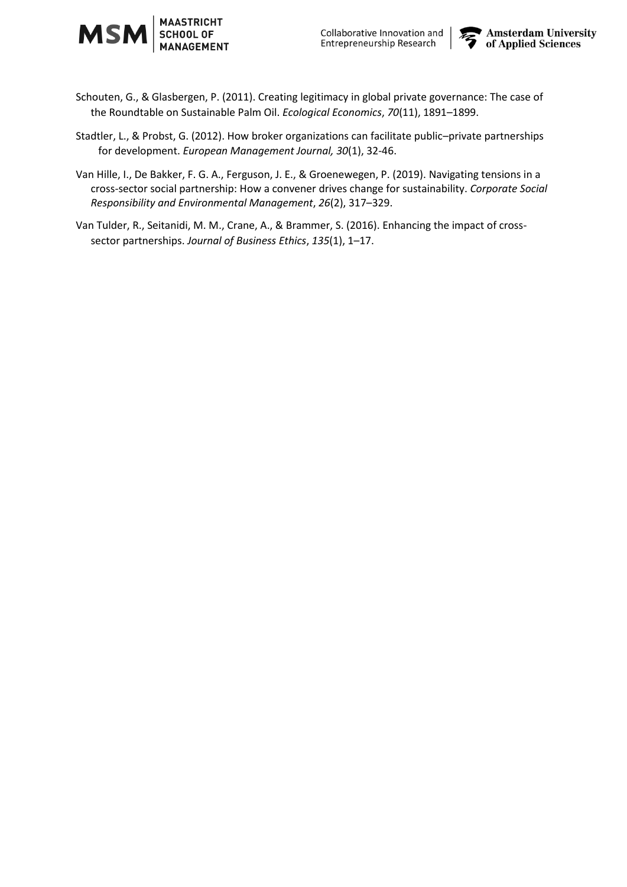Schouten, G., & Glasbergen, P. (2011). Creating legitimacy in global private governance: The case of the Roundtable on Sustainable Palm Oil. *Ecological Economics*, *70*(11), 1891–1899.

Stadtler, L., & Probst, G. (2012). How broker organizations can facilitate public–private partnerships for development. *European Management Journal, 30*(1), 32-46.

Van Hille, I., De Bakker, F. G. A., Ferguson, J. E., & Groenewegen, P. (2019). Navigating tensions in a cross-sector social partnership: How a convener drives change for sustainability. *Corporate Social Responsibility and Environmental Management*, *26*(2), 317–329.

Van Tulder, R., Seitanidi, M. M., Crane, A., & Brammer, S. (2016). Enhancing the impact of cross-sector partnerships. *Journal of Business Ethics*, *135*(1), 1–17.